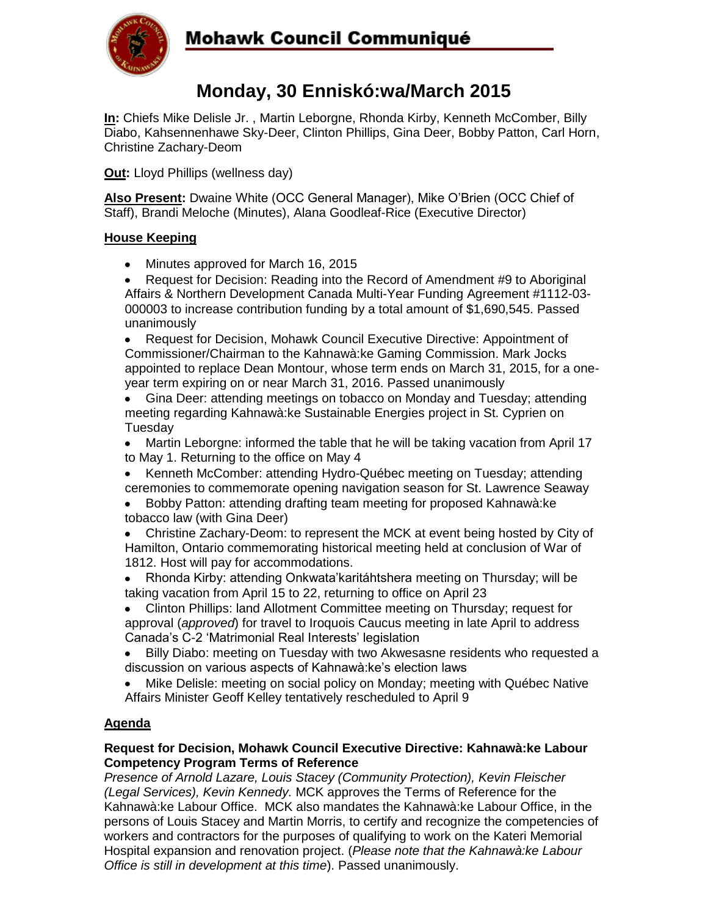# Mohawk Council Communiqué

## Monday, 30 Enniskó:wa/March 2015

**In:** Chiefs Mike Delisle Jr. , Martin Leborgne, Rhonda Kirby, Kenneth McComber, Billy Diabo, Kahsennenhawe Sky-Deer, Clinton Phillips, Gina Deer, Bobby Patton, Carl Horn, Christine Zachary-Deom

**Out:** Lloyd Phillips (wellness day)

**Also Present:** Dwaine White (OCC General Manager), Mike O'Brien (OCC Chief of Staff), Brandi Meloche (Minutes), Alana Goodleaf-Rice (Executive Director)

### House Keeping

- Minutes approved for March 16, 2015
- Request for Decision: Reading into the Record of Amendment #9 to Aboriginal Affairs & Northern Development Canada Multi-Year Funding Agreement #1112-03-000003 to increase contribution funding by a total amount of $1,690,545. Passed unanimously
- Request for Decision, Mohawk Council Executive Directive: Appointment of Commissioner/Chairman to the Kahnawà:ke Gaming Commission. Mark Jocks appointed to replace Dean Montour, whose term ends on March 31, 2015, for a one-year term expiring on or near March 31, 2016. Passed unanimously
- Gina Deer: attending meetings on tobacco on Monday and Tuesday; attending meeting regarding Kahnawà:ke Sustainable Energies project in St. Cyprien on Tuesday
- Martin Leborgne: informed the table that he will be taking vacation from April 17 to May 1. Returning to the office on May 4
- Kenneth McComber: attending Hydro-Québec meeting on Tuesday; attending ceremonies to commemorate opening navigation season for St. Lawrence Seaway
- Bobby Patton: attending drafting team meeting for proposed Kahnawà:ke tobacco law (with Gina Deer)
- Christine Zachary-Deom: to represent the MCK at event being hosted by City of Hamilton, Ontario commemorating historical meeting held at conclusion of War of 1812. Host will pay for accommodations.
- Rhonda Kirby: attending Onkwata'karitáhtshera meeting on Thursday; will be taking vacation from April 15 to 22, returning to office on April 23
- Clinton Phillips: land Allotment Committee meeting on Thursday; request for approval (*approved*) for travel to Iroquois Caucus meeting in late April to address Canada's C-2 'Matrimonial Real Interests' legislation
- Billy Diabo: meeting on Tuesday with two Akwesasne residents who requested a discussion on various aspects of Kahnawà:ke's election laws
- Mike Delisle: meeting on social policy on Monday; meeting with Québec Native Affairs Minister Geoff Kelley tentatively rescheduled to April 9

### Agenda

**Request for Decision, Mohawk Council Executive Directive: Kahnawà:ke Labour Competency Program Terms of Reference**

*Presence of Arnold Lazare, Louis Stacey (Community Protection), Kevin Fleischer (Legal Services), Kevin Kennedy.* MCK approves the Terms of Reference for the Kahnawà:ke Labour Office. MCK also mandates the Kahnawà:ke Labour Office, in the persons of Louis Stacey and Martin Morris, to certify and recognize the competencies of workers and contractors for the purposes of qualifying to work on the Kateri Memorial Hospital expansion and renovation project. (*Please note that the Kahnawà:ke Labour Office is still in development at this time*). Passed unanimously.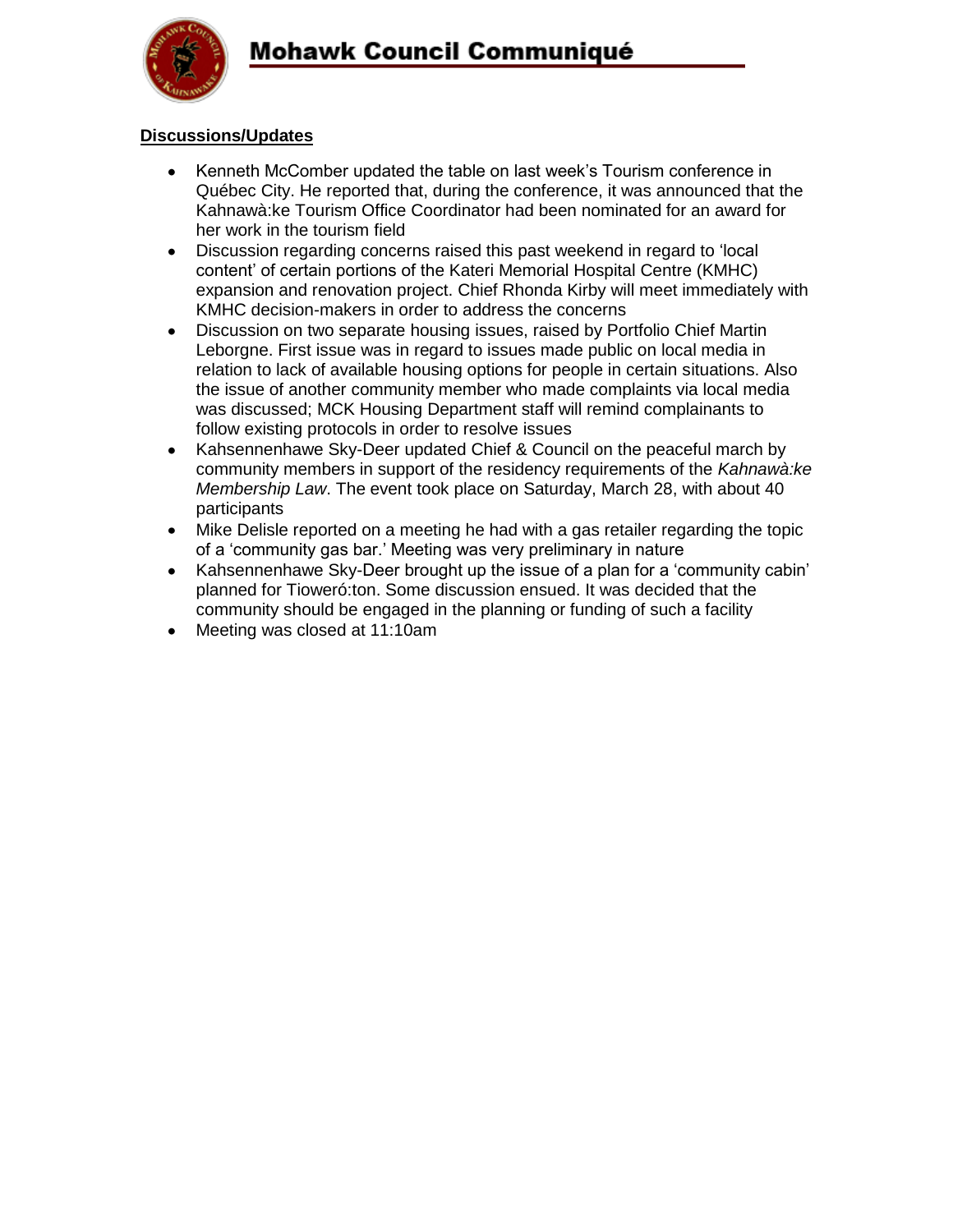## Discussions/Updates

- Kenneth McComber updated the table on last week's Tourism conference in Québec City. He reported that, during the conference, it was announced that the Kahnawà:ke Tourism Office Coordinator had been nominated for an award for her work in the tourism field
- Discussion regarding concerns raised this past weekend in regard to 'local content' of certain portions of the Kateri Memorial Hospital Centre (KMHC) expansion and renovation project. Chief Rhonda Kirby will meet immediately with KMHC decision-makers in order to address the concerns
- Discussion on two separate housing issues, raised by Portfolio Chief Martin Leborgne. First issue was in regard to issues made public on local media in relation to lack of available housing options for people in certain situations. Also the issue of another community member who made complaints via local media was discussed; MCK Housing Department staff will remind complainants to follow existing protocols in order to resolve issues
- Kahsennenhawe Sky-Deer updated Chief & Council on the peaceful march by community members in support of the residency requirements of the *Kahnawà:ke Membership Law*. The event took place on Saturday, March 28, with about 40 participants
- Mike Delisle reported on a meeting he had with a gas retailer regarding the topic of a 'community gas bar.' Meeting was very preliminary in nature
- Kahsennenhawe Sky-Deer brought up the issue of a plan for a 'community cabin' planned for Tioweró:ton. Some discussion ensued. It was decided that the community should be engaged in the planning or funding of such a facility
- Meeting was closed at 11:10am